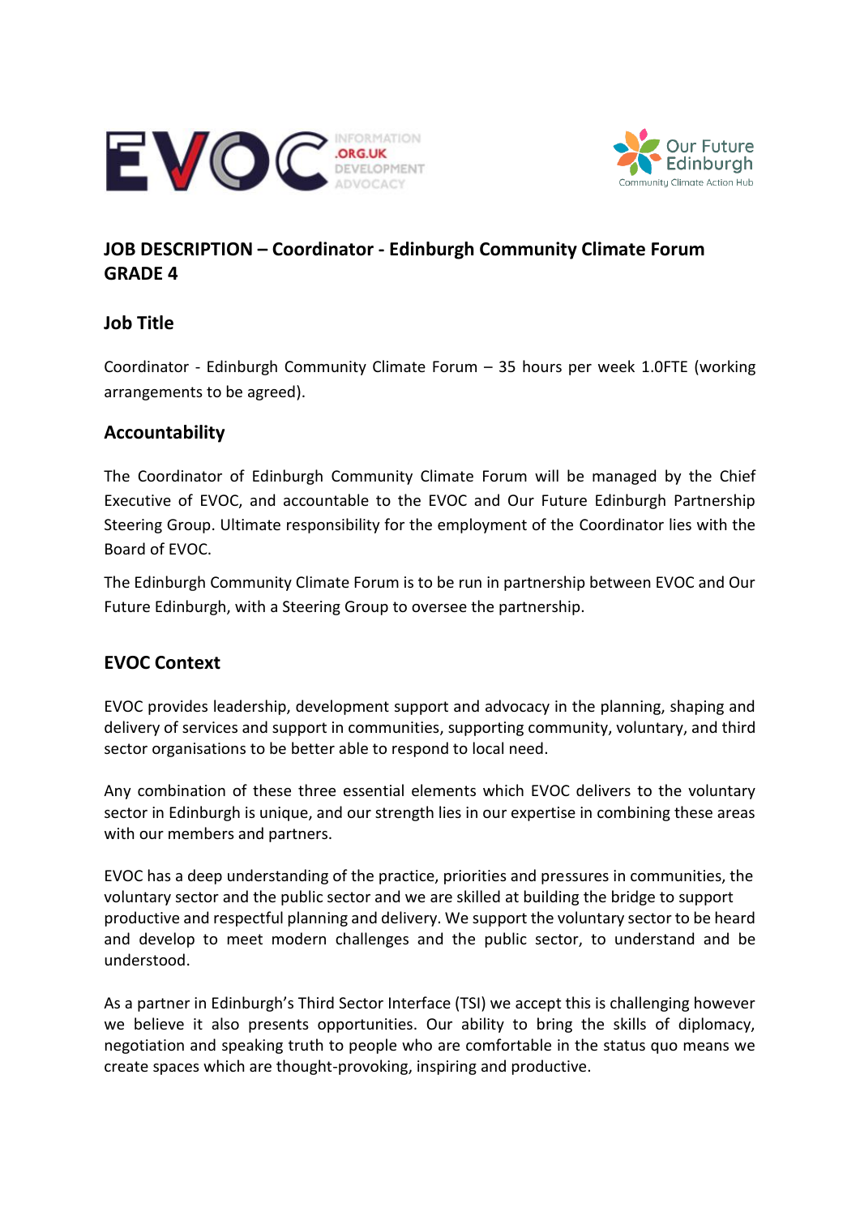## JOB DESCRIPTION – Coordinator - Edinburgh Community Climate Forum GRADE 4

### Job Title

Coordinator - Edinburgh Community Climate Forum – 35 hours per week 1.0FTE (working arrangements to be agreed).

### Accountability

The Coordinator of Edinburgh Community Climate Forum will be managed by the Chief Executive of EVOC, and accountable to the EVOC and Our Future Edinburgh Partnership Steering Group. Ultimate responsibility for the employment of the Coordinator lies with the Board of EVOC.

The Edinburgh Community Climate Forum is to be run in partnership between EVOC and Our Future Edinburgh, with a Steering Group to oversee the partnership.

### EVOC Context

EVOC provides leadership, development support and advocacy in the planning, shaping and delivery of services and support in communities, supporting community, voluntary, and third sector organisations to be better able to respond to local need.

Any combination of these three essential elements which EVOC delivers to the voluntary sector in Edinburgh is unique, and our strength lies in our expertise in combining these areas with our members and partners.

EVOC has a deep understanding of the practice, priorities and pressures in communities, the voluntary sector and the public sector and we are skilled at building the bridge to support productive and respectful planning and delivery. We support the voluntary sector to be heard and develop to meet modern challenges and the public sector, to understand and be understood.

As a partner in Edinburgh's Third Sector Interface (TSI) we accept this is challenging however we believe it also presents opportunities. Our ability to bring the skills of diplomacy, negotiation and speaking truth to people who are comfortable in the status quo means we create spaces which are thought-provoking, inspiring and productive.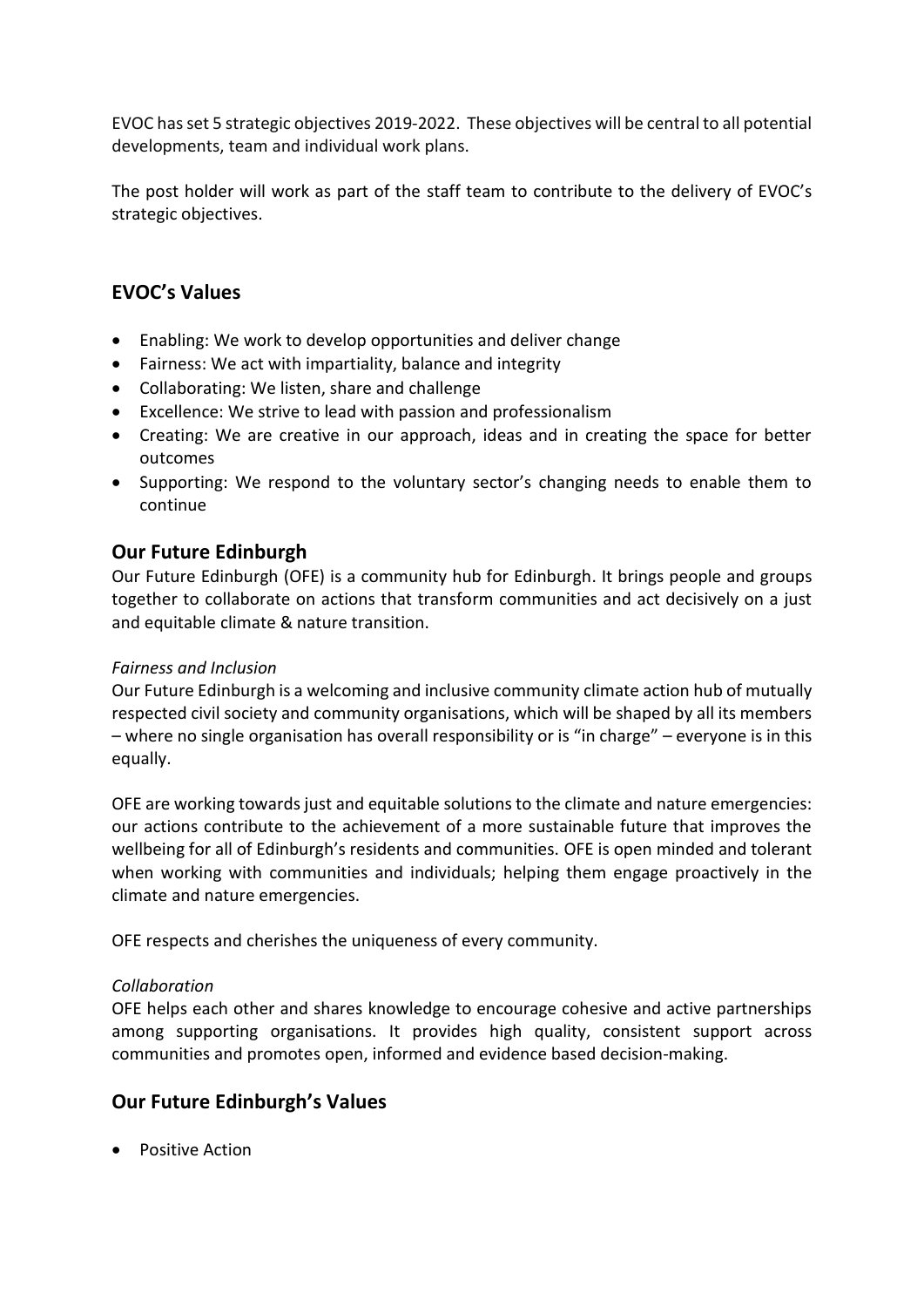EVOC has set 5 strategic objectives 2019-2022. These objectives will be central to all potential developments, team and individual work plans.

The post holder will work as part of the staff team to contribute to the delivery of EVOC's strategic objectives.

## EVOC's Values

- Enabling: We work to develop opportunities and deliver change
- Fairness: We act with impartiality, balance and integrity
- Collaborating: We listen, share and challenge
- Excellence: We strive to lead with passion and professionalism
- Creating: We are creative in our approach, ideas and in creating the space for better outcomes
- Supporting: We respond to the voluntary sector's changing needs to enable them to continue

## Our Future Edinburgh

Our Future Edinburgh (OFE) is a community hub for Edinburgh. It brings people and groups together to collaborate on actions that transform communities and act decisively on a just and equitable climate & nature transition.

*Fairness and Inclusion*

Our Future Edinburgh is a welcoming and inclusive community climate action hub of mutually respected civil society and community organisations, which will be shaped by all its members – where no single organisation has overall responsibility or is "in charge" – everyone is in this equally.

OFE are working towards just and equitable solutions to the climate and nature emergencies: our actions contribute to the achievement of a more sustainable future that improves the wellbeing for all of Edinburgh's residents and communities. OFE is open minded and tolerant when working with communities and individuals; helping them engage proactively in the climate and nature emergencies.

OFE respects and cherishes the uniqueness of every community.

*Collaboration*

OFE helps each other and shares knowledge to encourage cohesive and active partnerships among supporting organisations. It provides high quality, consistent support across communities and promotes open, informed and evidence based decision-making.

## Our Future Edinburgh's Values

- Positive Action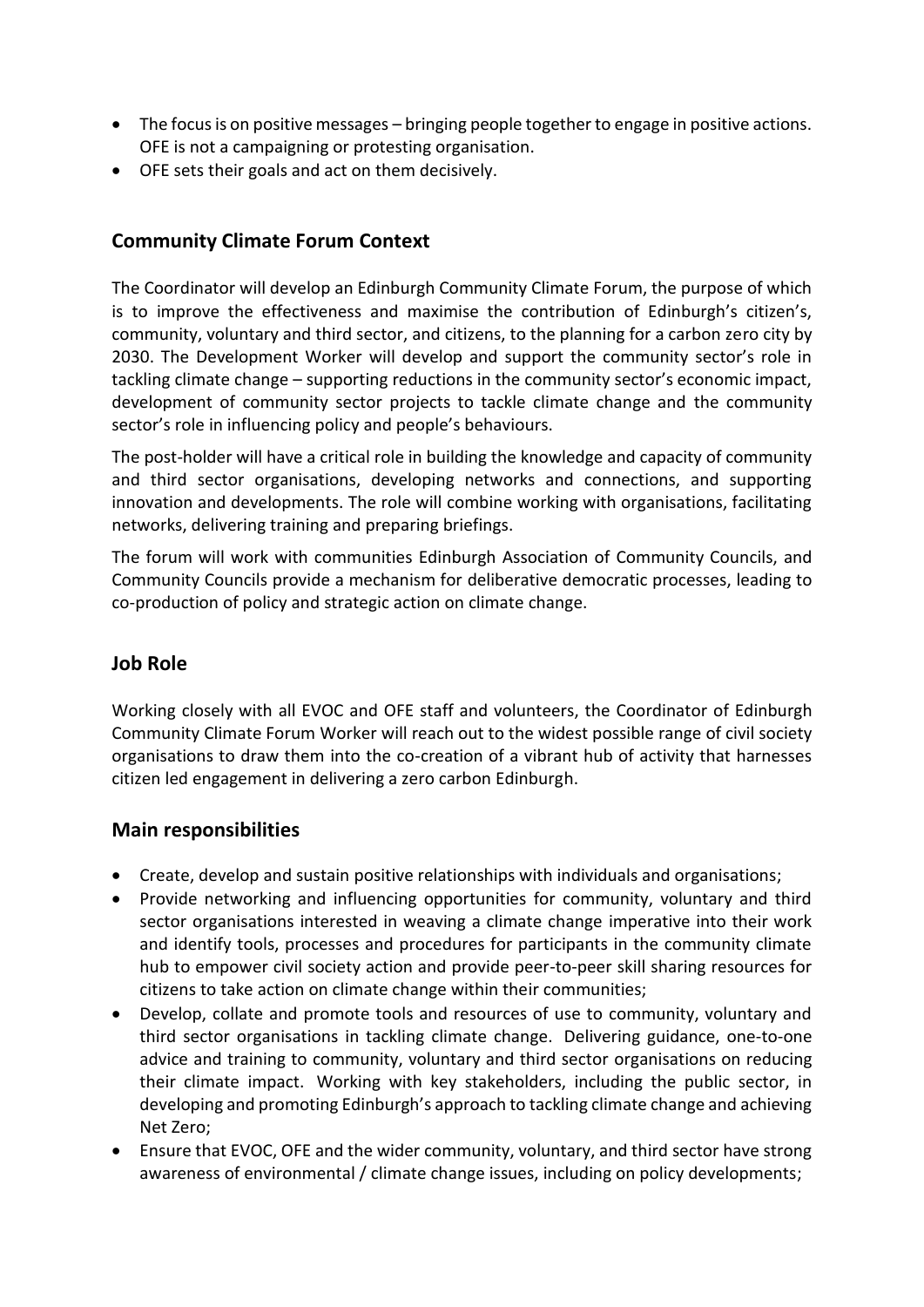- The focus is on positive messages – bringing people together to engage in positive actions. OFE is not a campaigning or protesting organisation.
- OFE sets their goals and act on them decisively.

## Community Climate Forum Context

The Coordinator will develop an Edinburgh Community Climate Forum, the purpose of which is to improve the effectiveness and maximise the contribution of Edinburgh's citizen's, community, voluntary and third sector, and citizens, to the planning for a carbon zero city by 2030. The Development Worker will develop and support the community sector's role in tackling climate change – supporting reductions in the community sector's economic impact, development of community sector projects to tackle climate change and the community sector's role in influencing policy and people's behaviours.

The post-holder will have a critical role in building the knowledge and capacity of community and third sector organisations, developing networks and connections, and supporting innovation and developments. The role will combine working with organisations, facilitating networks, delivering training and preparing briefings.

The forum will work with communities Edinburgh Association of Community Councils, and Community Councils provide a mechanism for deliberative democratic processes, leading to co-production of policy and strategic action on climate change.

## Job Role

Working closely with all EVOC and OFE staff and volunteers, the Coordinator of Edinburgh Community Climate Forum Worker will reach out to the widest possible range of civil society organisations to draw them into the co-creation of a vibrant hub of activity that harnesses citizen led engagement in delivering a zero carbon Edinburgh.

## Main responsibilities

- Create, develop and sustain positive relationships with individuals and organisations;
- Provide networking and influencing opportunities for community, voluntary and third sector organisations interested in weaving a climate change imperative into their work and identify tools, processes and procedures for participants in the community climate hub to empower civil society action and provide peer-to-peer skill sharing resources for citizens to take action on climate change within their communities;
- Develop, collate and promote tools and resources of use to community, voluntary and third sector organisations in tackling climate change. Delivering guidance, one-to-one advice and training to community, voluntary and third sector organisations on reducing their climate impact. Working with key stakeholders, including the public sector, in developing and promoting Edinburgh's approach to tackling climate change and achieving Net Zero;
- Ensure that EVOC, OFE and the wider community, voluntary, and third sector have strong awareness of environmental / climate change issues, including on policy developments;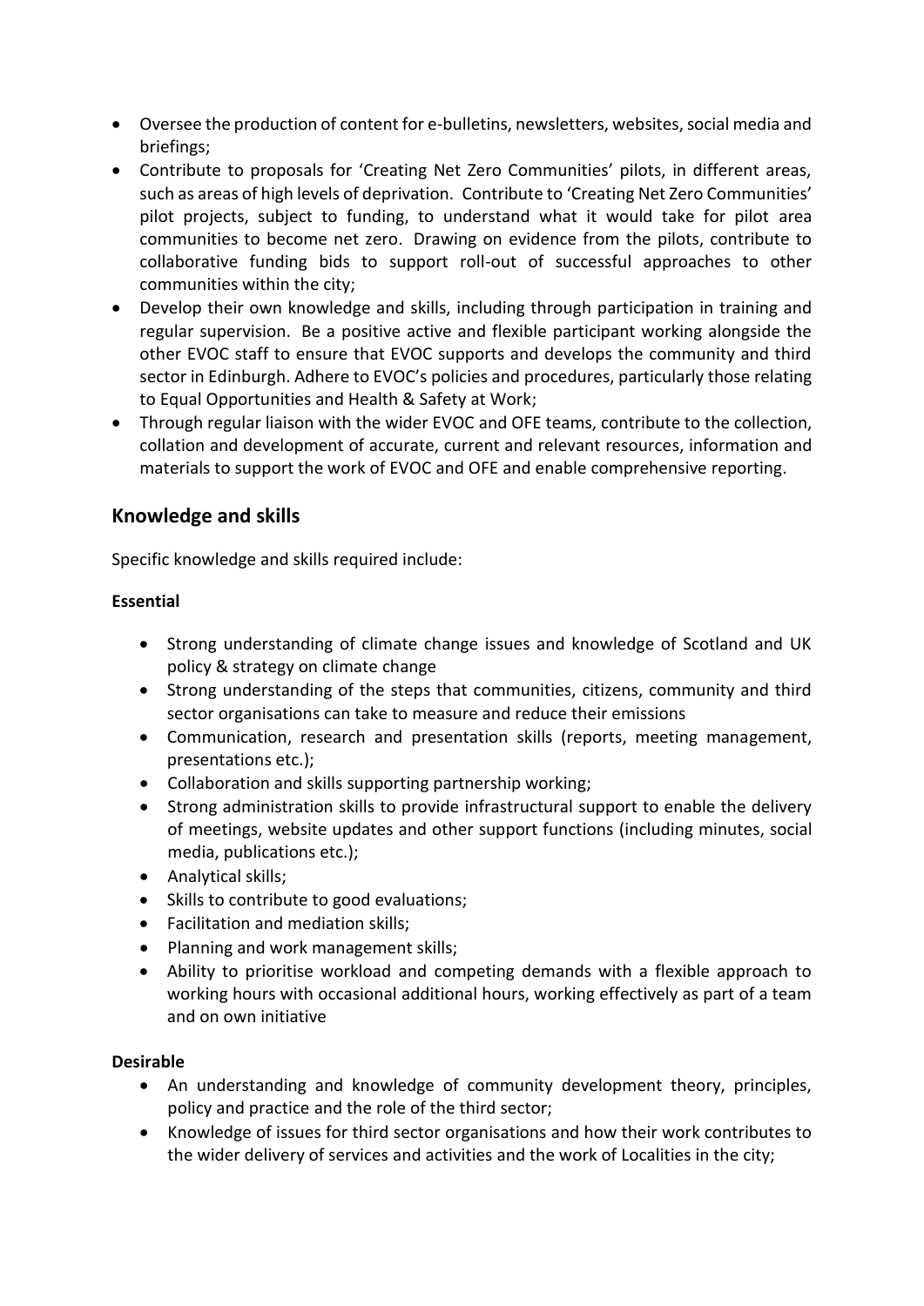- Oversee the production of content for e-bulletins, newsletters, websites, social media and briefings;
- Contribute to proposals for 'Creating Net Zero Communities' pilots, in different areas, such as areas of high levels of deprivation. Contribute to 'Creating Net Zero Communities' pilot projects, subject to funding, to understand what it would take for pilot area communities to become net zero. Drawing on evidence from the pilots, contribute to collaborative funding bids to support roll-out of successful approaches to other communities within the city;
- Develop their own knowledge and skills, including through participation in training and regular supervision. Be a positive active and flexible participant working alongside the other EVOC staff to ensure that EVOC supports and develops the community and third sector in Edinburgh. Adhere to EVOC's policies and procedures, particularly those relating to Equal Opportunities and Health & Safety at Work;
- Through regular liaison with the wider EVOC and OFE teams, contribute to the collection, collation and development of accurate, current and relevant resources, information and materials to support the work of EVOC and OFE and enable comprehensive reporting.

## Knowledge and skills

Specific knowledge and skills required include:

**Essential**

- Strong understanding of climate change issues and knowledge of Scotland and UK policy & strategy on climate change
- Strong understanding of the steps that communities, citizens, community and third sector organisations can take to measure and reduce their emissions
- Communication, research and presentation skills (reports, meeting management, presentations etc.);
- Collaboration and skills supporting partnership working;
- Strong administration skills to provide infrastructural support to enable the delivery of meetings, website updates and other support functions (including minutes, social media, publications etc.);
- Analytical skills;
- Skills to contribute to good evaluations;
- Facilitation and mediation skills;
- Planning and work management skills;
- Ability to prioritise workload and competing demands with a flexible approach to working hours with occasional additional hours, working effectively as part of a team and on own initiative

**Desirable**

- An understanding and knowledge of community development theory, principles, policy and practice and the role of the third sector;
- Knowledge of issues for third sector organisations and how their work contributes to the wider delivery of services and activities and the work of Localities in the city;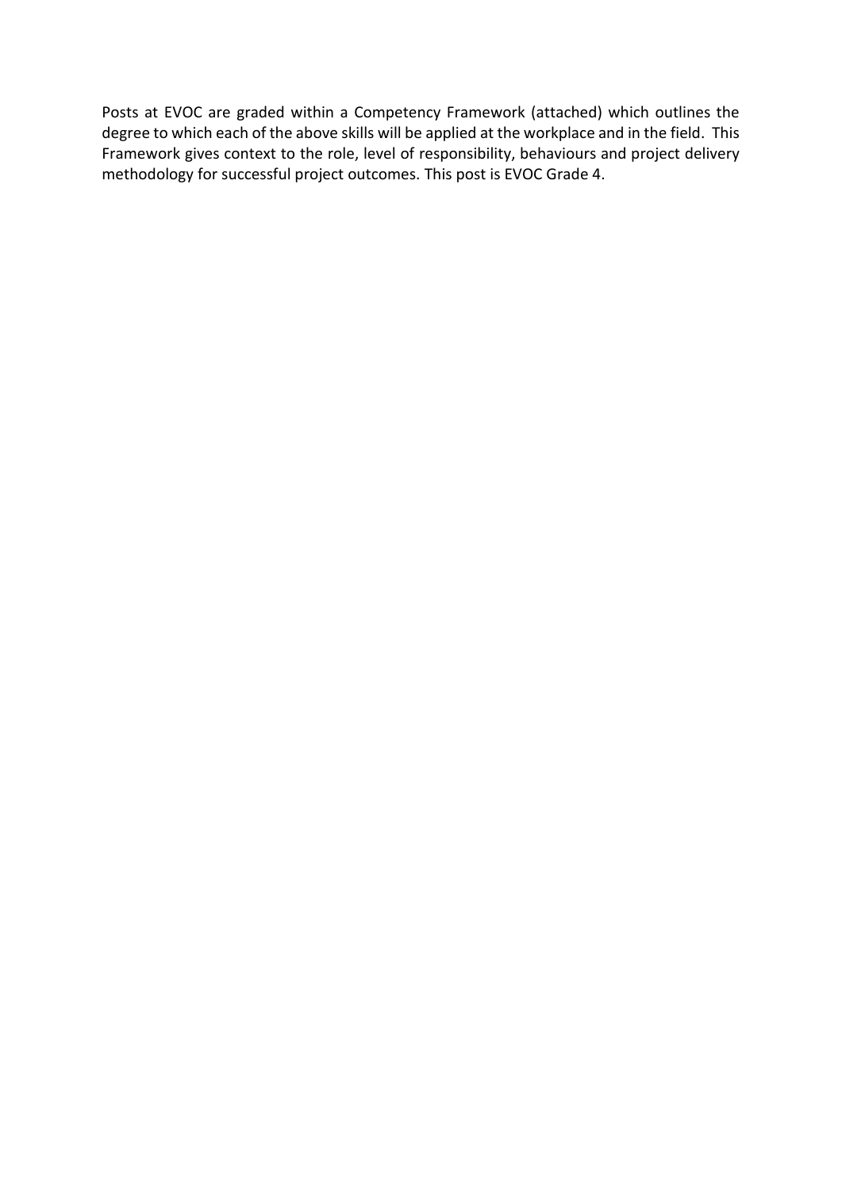Posts at EVOC are graded within a Competency Framework (attached) which outlines the degree to which each of the above skills will be applied at the workplace and in the field. This Framework gives context to the role, level of responsibility, behaviours and project delivery methodology for successful project outcomes. This post is EVOC Grade 4.